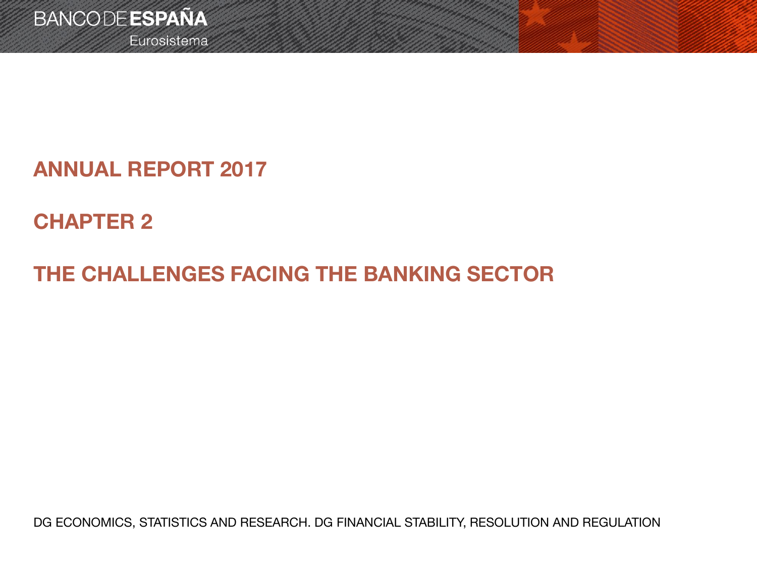BANCO DE ESPAÑA
Eurosistema

# ANNUAL REPORT 2017

# CHAPTER 2

# THE CHALLENGES FACING THE BANKING SECTOR

DG ECONOMICS, STATISTICS AND RESEARCH. DG FINANCIAL STABILITY, RESOLUTION AND REGULATION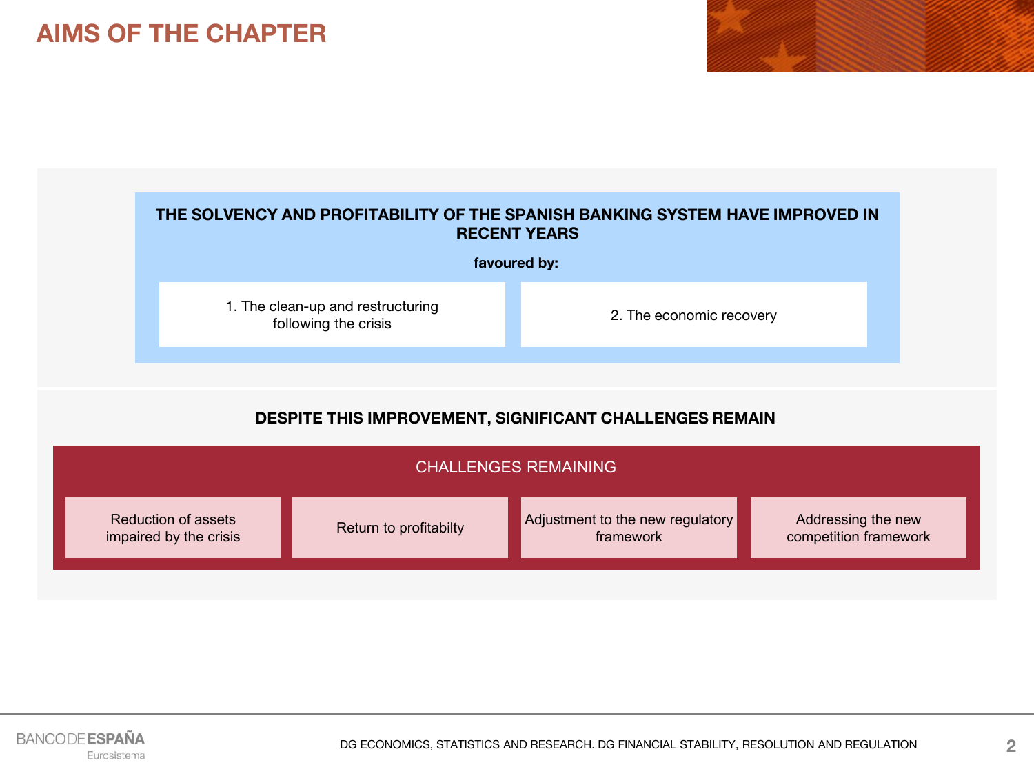# AIMS OF THE CHAPTER

**THE SOLVENCY AND PROFITABILITY OF THE SPANISH BANKING SYSTEM HAVE IMPROVED IN RECENT YEARS**

**favoured by:**

1. The clean-up and restructuring following the crisis
2. The economic recovery

**DESPITE THIS IMPROVEMENT, SIGNIFICANT CHALLENGES REMAIN**

CHALLENGES REMAINING

- Reduction of assets impaired by the crisis
- Return to profitabilty
- Adjustment to the new regulatory framework
- Addressing the new competition framework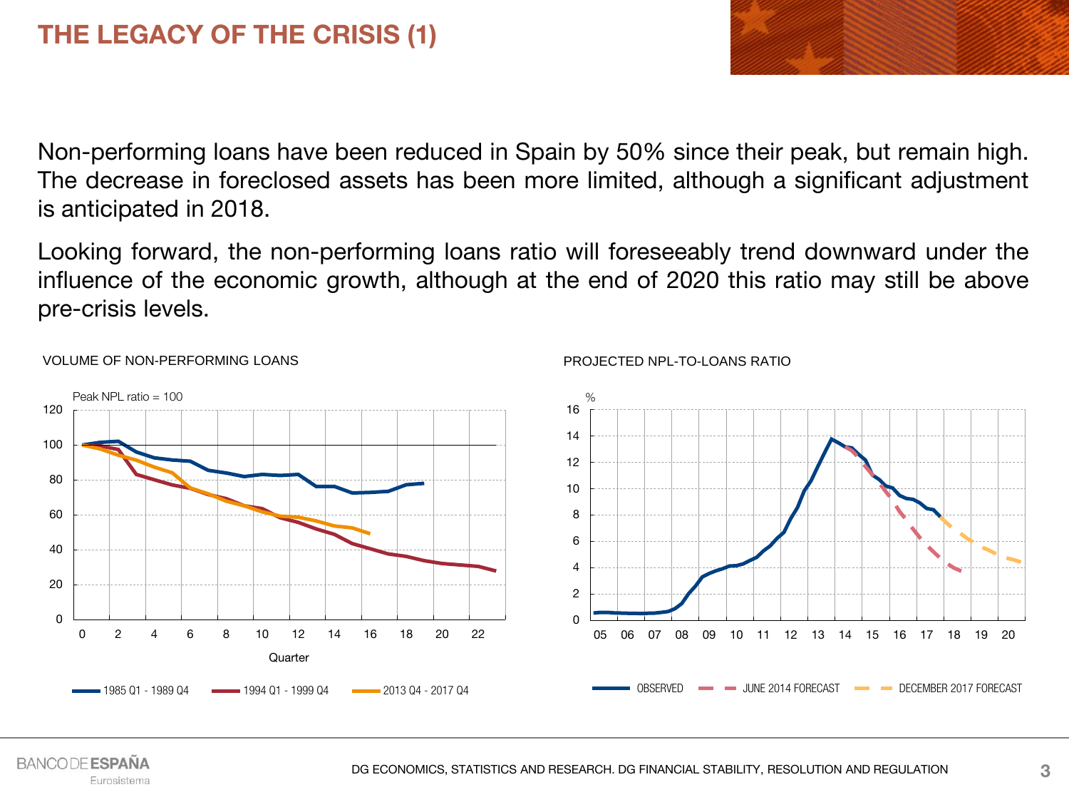# THE LEGACY OF THE CRISIS (1)

Non-performing loans have been reduced in Spain by 50% since their peak, but remain high. The decrease in foreclosed assets has been more limited, although a significant adjustment is anticipated in 2018.

Looking forward, the non-performing loans ratio will foreseeably trend downward under the influence of the economic growth, although at the end of 2020 this ratio may still be above pre-crisis levels.

VOLUME OF NON-PERFORMING LOANS

Peak NPL ratio = 100

Quarter

1985 Q1 - 1989 Q4 | 1994 Q1 - 1999 Q4 | 2013 Q4 - 2017 Q4

PROJECTED NPL-TO-LOANS RATIO

%

OBSERVED | JUNE 2014 FORECAST | DECEMBER 2017 FORECAST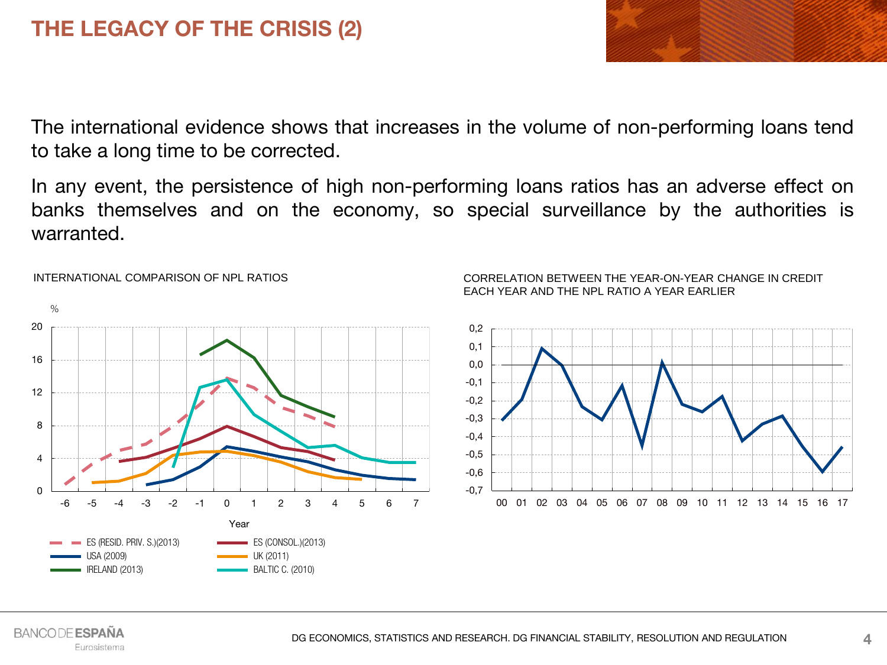# THE LEGACY OF THE CRISIS (2)

The international evidence shows that increases in the volume of non-performing loans tend to take a long time to be corrected.

In any event, the persistence of high non-performing loans ratios has an adverse effect on banks themselves and on the economy, so special surveillance by the authorities is warranted.

INTERNATIONAL COMPARISON OF NPL RATIOS

CORRELATION BETWEEN THE YEAR-ON-YEAR CHANGE IN CREDIT EACH YEAR AND THE NPL RATIO A YEAR EARLIER

DG ECONOMICS, STATISTICS AND RESEARCH. DG FINANCIAL STABILITY, RESOLUTION AND REGULATION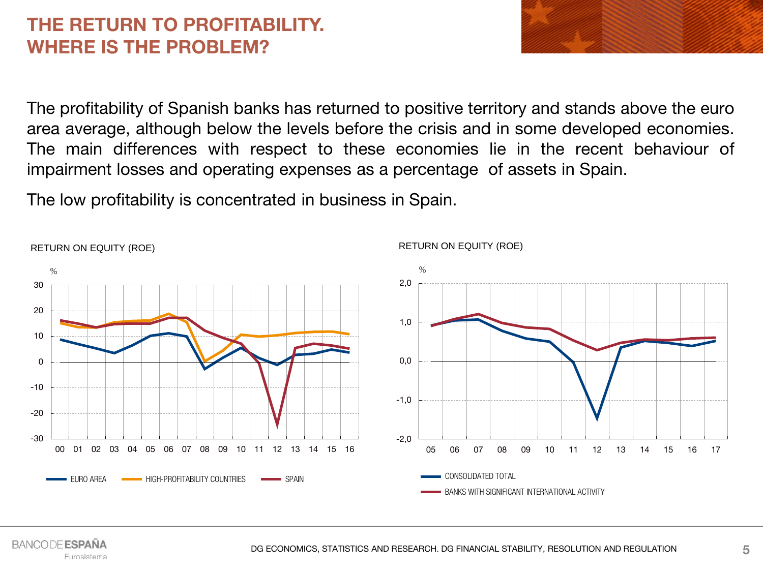# THE RETURN TO PROFITABILITY. WHERE IS THE PROBLEM?

The profitability of Spanish banks has returned to positive territory and stands above the euro area average, although below the levels before the crisis and in some developed economies. The main differences with respect to these economies lie in the recent behaviour of impairment losses and operating expenses as a percentage of assets in Spain.

The low profitability is concentrated in business in Spain.

RETURN ON EQUITY (ROE)

%

EURO AREA — HIGH-PROFITABILITY COUNTRIES — SPAIN

RETURN ON EQUITY (ROE)

%

CONSOLIDATED TOTAL — BANKS WITH SIGNIFICANT INTERNATIONAL ACTIVITY

DG ECONOMICS, STATISTICS AND RESEARCH. DG FINANCIAL STABILITY, RESOLUTION AND REGULATION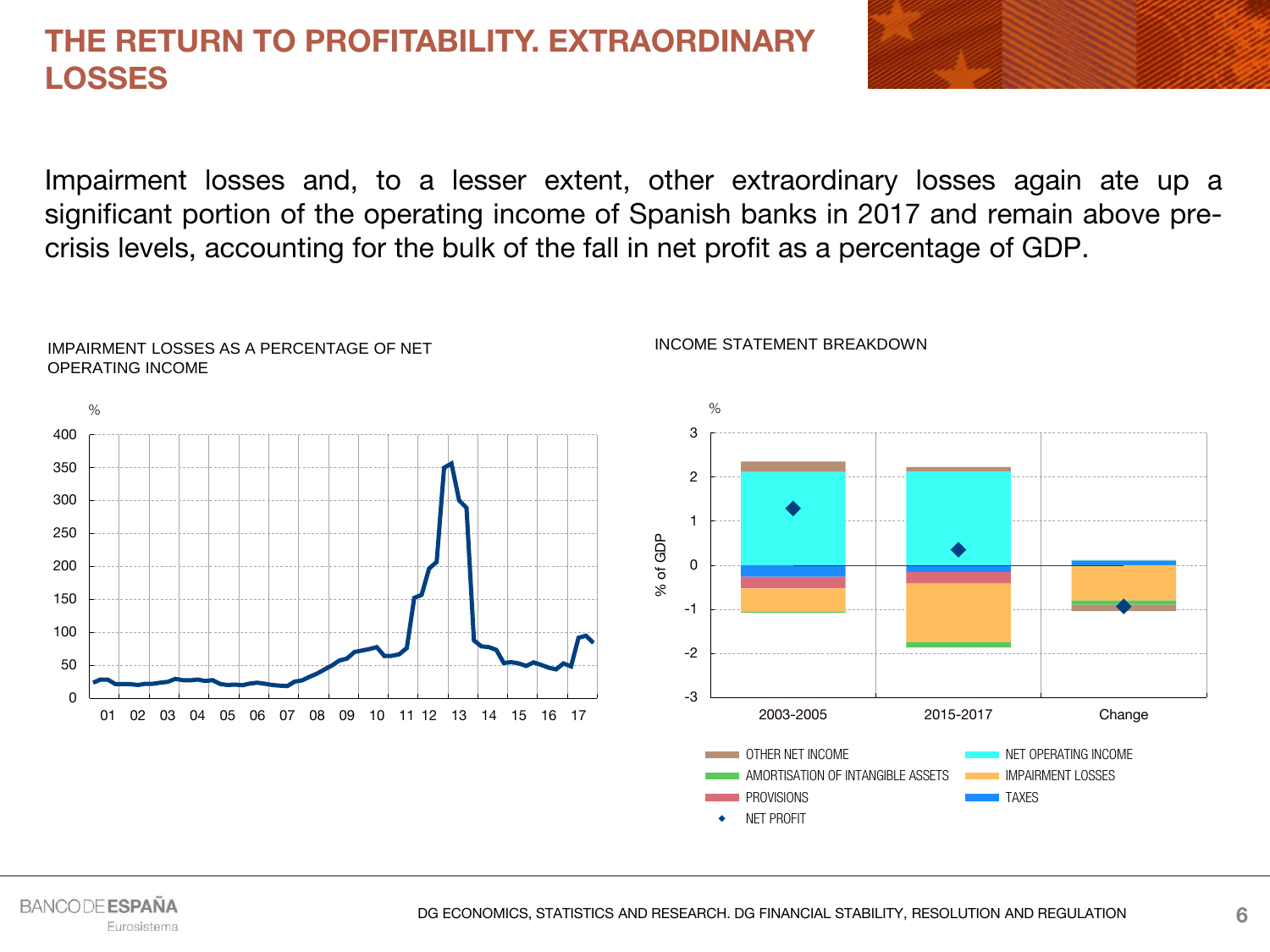# THE RETURN TO PROFITABILITY. EXTRAORDINARY LOSSES

Impairment losses and, to a lesser extent, other extraordinary losses again ate up a significant portion of the operating income of Spanish banks in 2017 and remain above pre-crisis levels, accounting for the bulk of the fall in net profit as a percentage of GDP.

IMPAIRMENT LOSSES AS A PERCENTAGE OF NET OPERATING INCOME

INCOME STATEMENT BREAKDOWN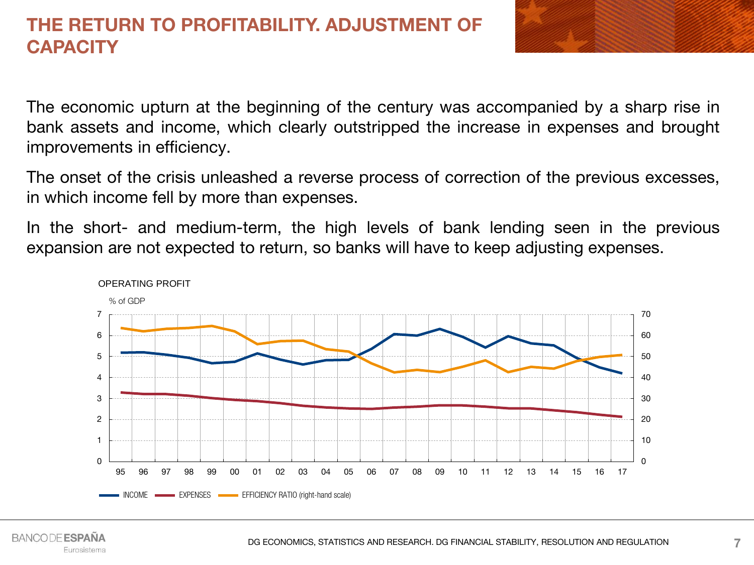# THE RETURN TO PROFITABILITY. ADJUSTMENT OF CAPACITY

The economic upturn at the beginning of the century was accompanied by a sharp rise in bank assets and income, which clearly outstripped the increase in expenses and brought improvements in efficiency.

The onset of the crisis unleashed a reverse process of correction of the previous excesses, in which income fell by more than expenses.

In the short- and medium-term, the high levels of bank lending seen in the previous expansion are not expected to return, so banks will have to keep adjusting expenses.

OPERATING PROFIT

% of GDP

INCOME — EXPENSES — EFFICIENCY RATIO (right-hand scale)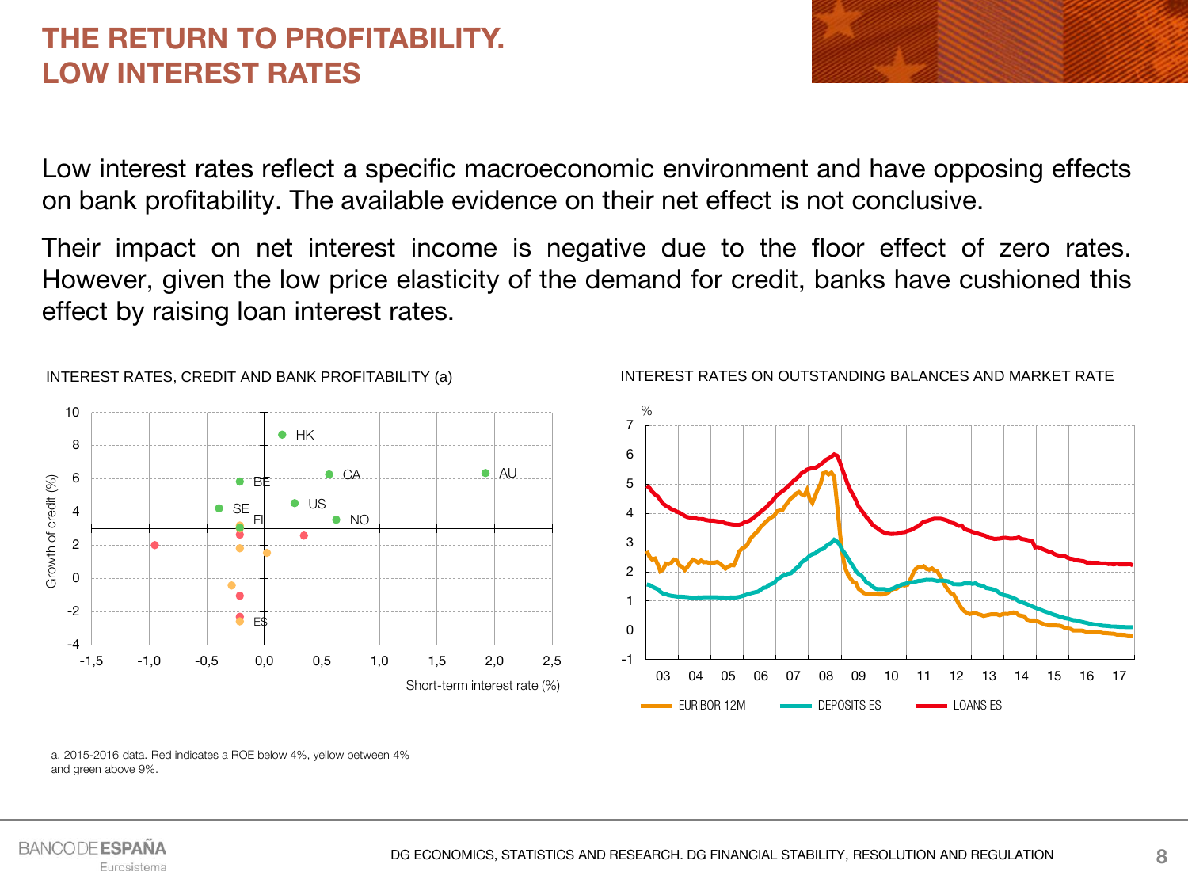# THE RETURN TO PROFITABILITY. LOW INTEREST RATES

Low interest rates reflect a specific macroeconomic environment and have opposing effects on bank profitability. The available evidence on their net effect is not conclusive.

Their impact on net interest income is negative due to the floor effect of zero rates. However, given the low price elasticity of the demand for credit, banks have cushioned this effect by raising loan interest rates.

INTEREST RATES, CREDIT AND BANK PROFITABILITY (a)

INTEREST RATES ON OUTSTANDING BALANCES AND MARKET RATE

a. 2015-2016 data. Red indicates a ROE below 4%, yellow between 4% and green above 9%.

DG ECONOMICS, STATISTICS AND RESEARCH. DG FINANCIAL STABILITY, RESOLUTION AND REGULATION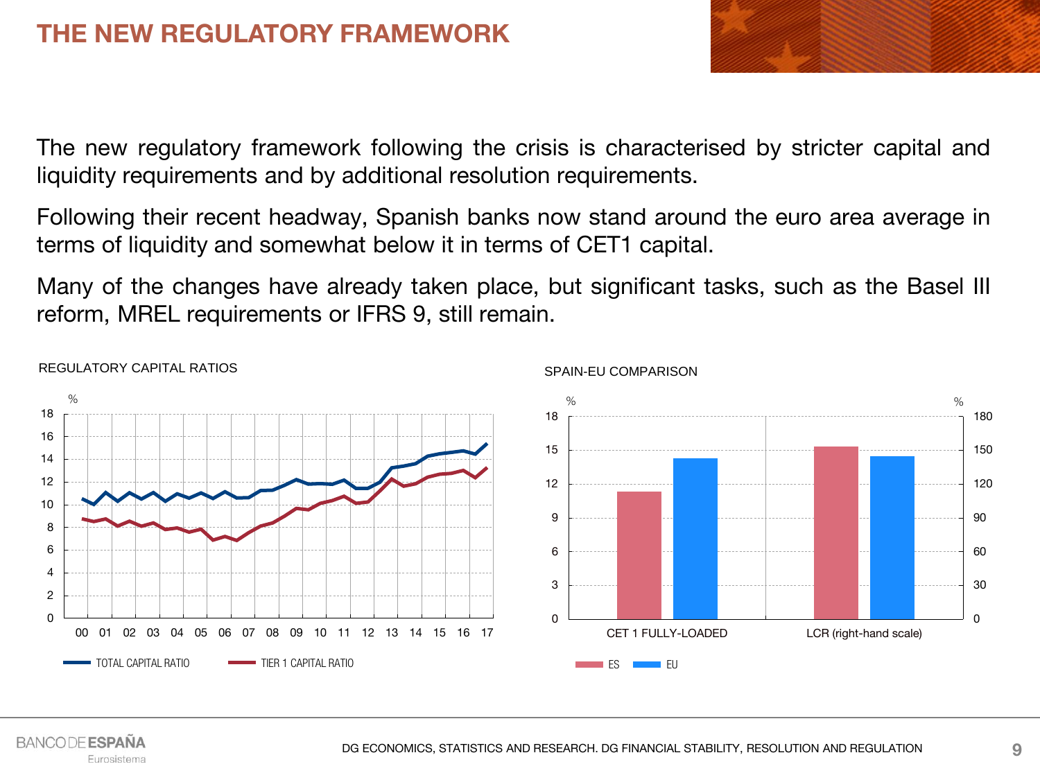# THE NEW REGULATORY FRAMEWORK

The new regulatory framework following the crisis is characterised by stricter capital and liquidity requirements and by additional resolution requirements.

Following their recent headway, Spanish banks now stand around the euro area average in terms of liquidity and somewhat below it in terms of CET1 capital.

Many of the changes have already taken place, but significant tasks, such as the Basel III reform, MREL requirements or IFRS 9, still remain.

REGULATORY CAPITAL RATIOS

%

TOTAL CAPITAL RATIO — TIER 1 CAPITAL RATIO

SPAIN-EU COMPARISON

%

CET 1 FULLY-LOADED — LCR (right-hand scale)

ES — EU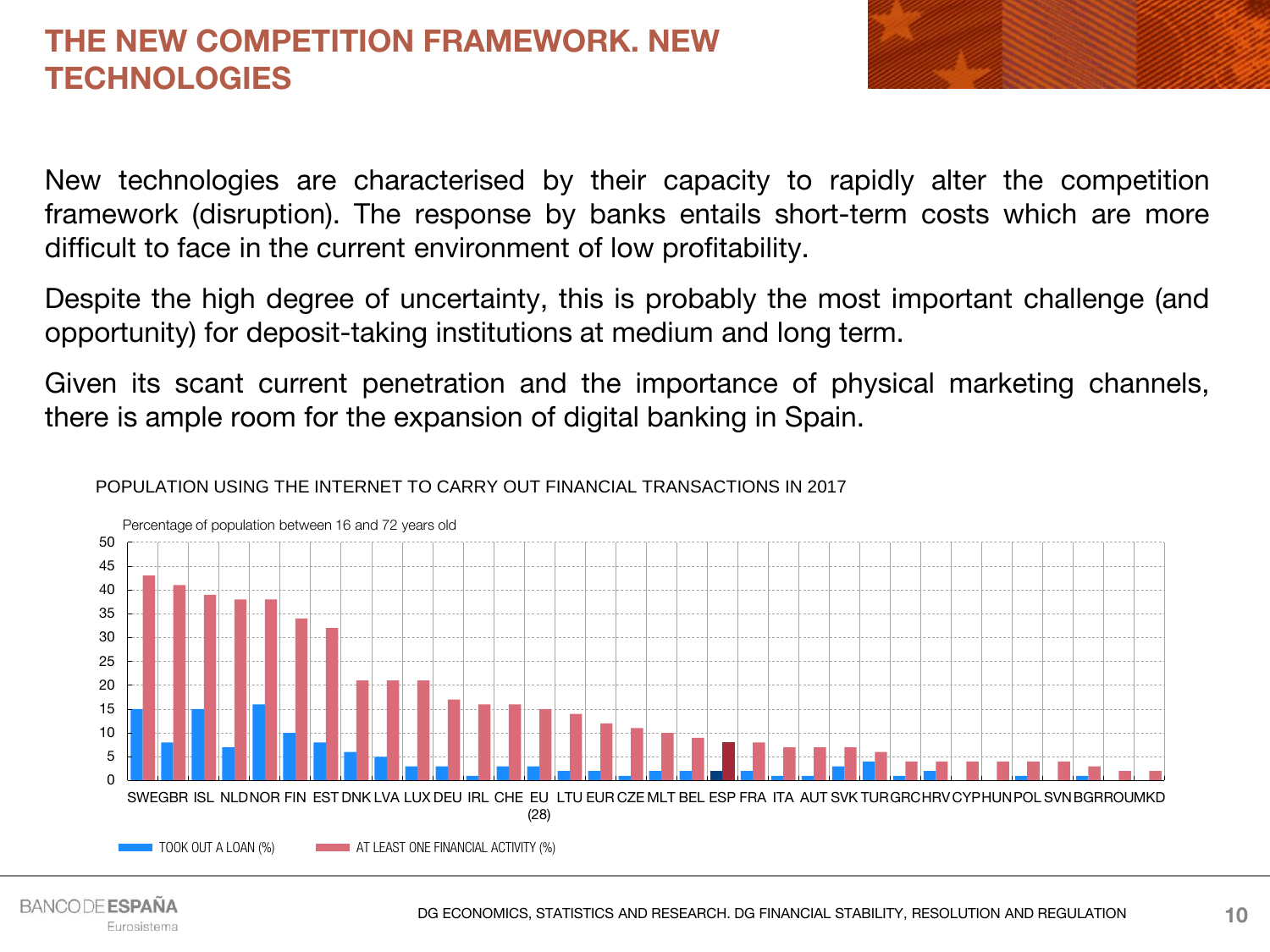# THE NEW COMPETITION FRAMEWORK. NEW TECHNOLOGIES

New technologies are characterised by their capacity to rapidly alter the competition framework (disruption). The response by banks entails short-term costs which are more difficult to face in the current environment of low profitability.

Despite the high degree of uncertainty, this is probably the most important challenge (and opportunity) for deposit-taking institutions at medium and long term.

Given its scant current penetration and the importance of physical marketing channels, there is ample room for the expansion of digital banking in Spain.

POPULATION USING THE INTERNET TO CARRY OUT FINANCIAL TRANSACTIONS IN 2017

Percentage of population between 16 and 72 years old

| Country | TOOK OUT A LOAN (%) | AT LEAST ONE FINANCIAL ACTIVITY (%) |
|---|---|---|
| SWE | 15 | 43 |
| GBR | 8 | 41 |
| ISL | 15 | 39 |
| NLD | 7 | 38 |
| NOR | 16 | 38 |
| FIN | 10 | 34 |
| EST | 8 | 32 |
| DNK | 6 | 21 |
| LVA | 5 | 21 |
| LUX | 3 | 21 |
| DEU | 3 | 17 |
| IRL | 1 | 16 |
| CHE | 3 | 16 |
| EU (28) | 3 | 15 |
| LTU | 2 | 14 |
| EUR | 2 | 12 |
| CZE | 1 | 11 |
| MLT | 2 | 10 |
| BEL | 2 | 9 |
| ESP | 2 | 8 |
| FRA | 2 | 8 |
| ITA | 1 | 7 |
| AUT | 1 | 7 |
| SVK | 3 | 7 |
| TUR | 4 | 6 |
| GRC | 1 | 4 |
| HRV | 2 | 4 |
| CYP | | 4 |
| HUN | | 4 |
| POL | 1 | 4 |
| SVN | | 4 |
| BGR | 1 | 3 |
| ROU | | 2 |
| MKD | | 2 |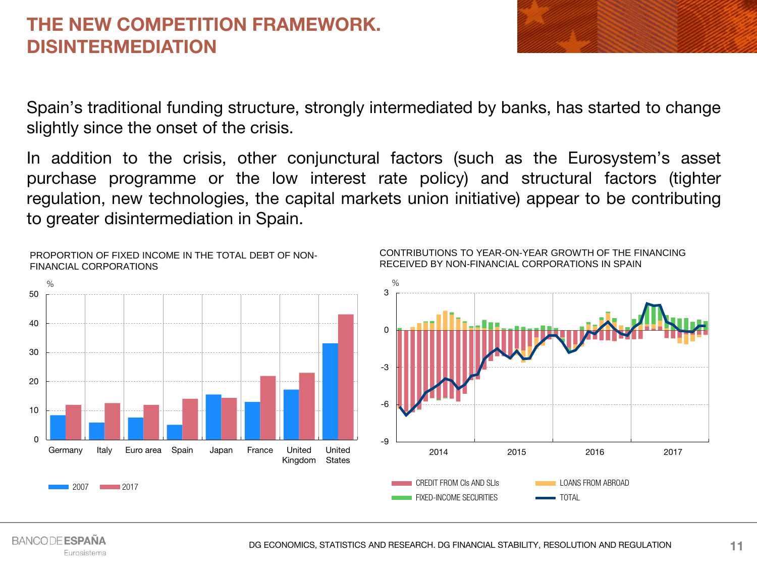# THE NEW COMPETITION FRAMEWORK. DISINTERMEDIATION

Spain's traditional funding structure, strongly intermediated by banks, has started to change slightly since the onset of the crisis.

In addition to the crisis, other conjunctural factors (such as the Eurosystem's asset purchase programme or the low interest rate policy) and structural factors (tighter regulation, new technologies, the capital markets union initiative) appear to be contributing to greater disintermediation in Spain.

PROPORTION OF FIXED INCOME IN THE TOTAL DEBT OF NON-FINANCIAL CORPORATIONS

%

Germany, Italy, Euro area, Spain, Japan, France, United Kingdom, United States

2007 2017

CONTRIBUTIONS TO YEAR-ON-YEAR GROWTH OF THE FINANCING RECEIVED BY NON-FINANCIAL CORPORATIONS IN SPAIN

%

2014 2015 2016 2017

CREDIT FROM CIs AND SLIs
LOANS FROM ABROAD
FIXED-INCOME SECURITIES
TOTAL

DG ECONOMICS, STATISTICS AND RESEARCH. DG FINANCIAL STABILITY, RESOLUTION AND REGULATION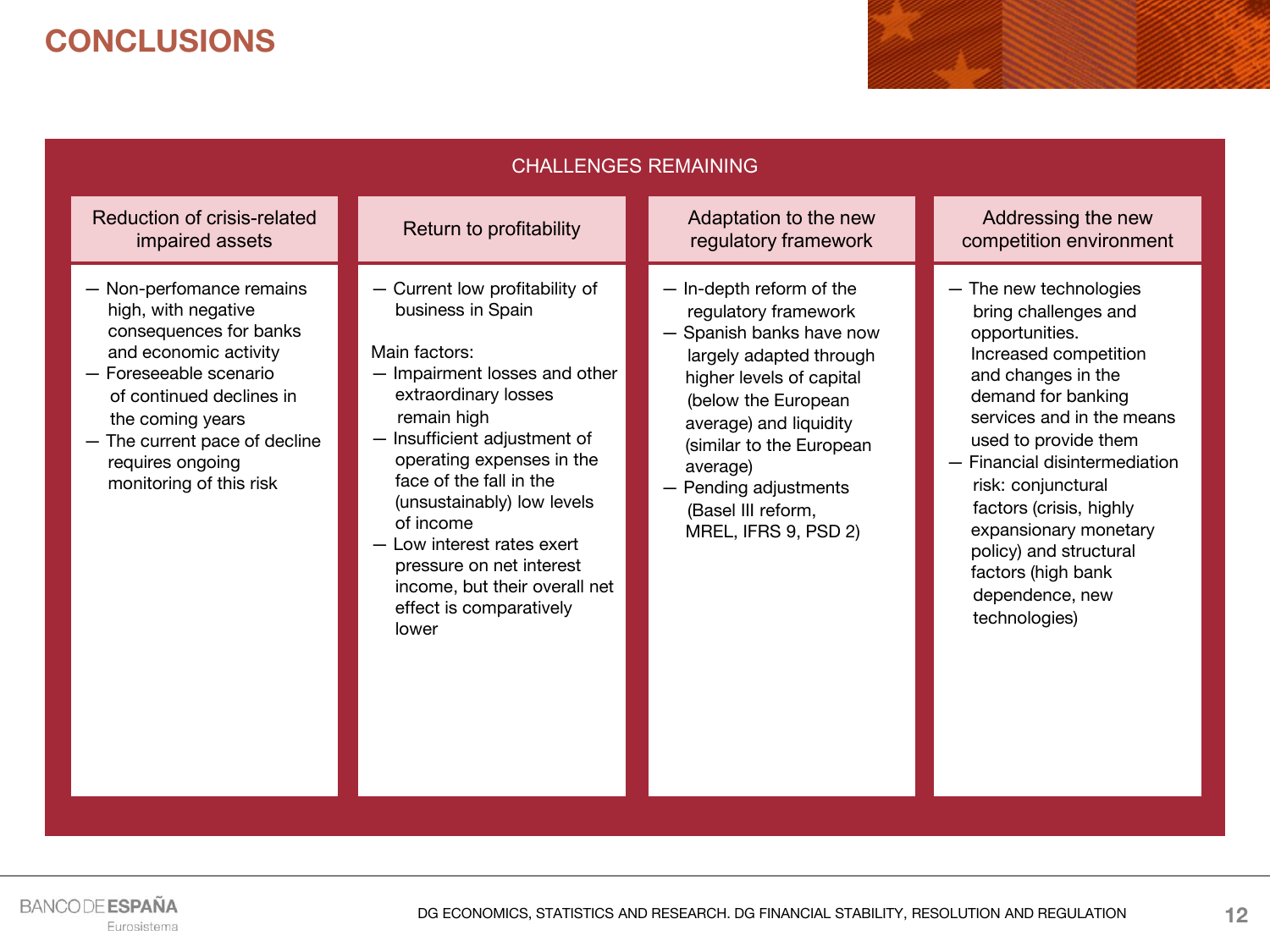# CONCLUSIONS

## CHALLENGES REMAINING

### Reduction of crisis-related impaired assets

- Non-perfomance remains high, with negative consequences for banks and economic activity
- Foreseeable scenario of continued declines in the coming years
- The current pace of decline requires ongoing monitoring of this risk

### Return to profitability

- Current low profitability of business in Spain

Main factors:

- Impairment losses and other extraordinary losses remain high
- Insufficient adjustment of operating expenses in the face of the fall in the (unsustainably) low levels of income
- Low interest rates exert pressure on net interest income, but their overall net effect is comparatively lower

### Adaptation to the new regulatory framework

- In-depth reform of the regulatory framework
- Spanish banks have now largely adapted through higher levels of capital (below the European average) and liquidity (similar to the European average)
- Pending adjustments (Basel III reform, MREL, IFRS 9, PSD 2)

### Addressing the new competition environment

- The new technologies bring challenges and opportunities. Increased competition and changes in the demand for banking services and in the means used to provide them
- Financial disintermediation risk: conjunctural factors (crisis, highly expansionary monetary policy) and structural factors (high bank dependence, new technologies)